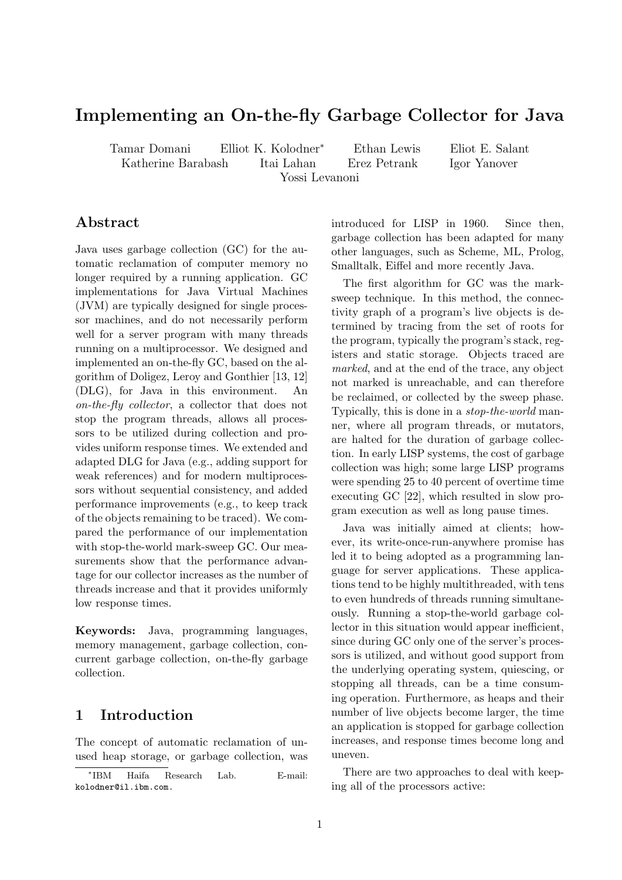# Implementing an On-the-fly Garbage Collector for Java

Tamar Domani  Elliot K. Kolodner*  Ethan Lewis  Eliot E. Salant
Katherine Barabash  Itai Lahan  Erez Petrank  Igor Yanover
Yossi Levanoni

## Abstract

Java uses garbage collection (GC) for the automatic reclamation of computer memory no longer required by a running application. GC implementations for Java Virtual Machines (JVM) are typically designed for single processor machines, and do not necessarily perform well for a server program with many threads running on a multiprocessor. We designed and implemented an on-the-fly GC, based on the algorithm of Doligez, Leroy and Gonthier [13, 12] (DLG), for Java in this environment. An *on-the-fly collector*, a collector that does not stop the program threads, allows all processors to be utilized during collection and provides uniform response times. We extended and adapted DLG for Java (e.g., adding support for weak references) and for modern multiprocessors without sequential consistency, and added performance improvements (e.g., to keep track of the objects remaining to be traced). We compared the performance of our implementation with stop-the-world mark-sweep GC. Our measurements show that the performance advantage for our collector increases as the number of threads increase and that it provides uniformly low response times.

**Keywords:** Java, programming languages, memory management, garbage collection, concurrent garbage collection, on-the-fly garbage collection.

## 1 Introduction

The concept of automatic reclamation of unused heap storage, or garbage collection, was introduced for LISP in 1960. Since then, garbage collection has been adapted for many other languages, such as Scheme, ML, Prolog, Smalltalk, Eiffel and more recently Java.

The first algorithm for GC was the mark-sweep technique. In this method, the connectivity graph of a program's live objects is determined by tracing from the set of roots for the program, typically the program's stack, registers and static storage. Objects traced are *marked*, and at the end of the trace, any object not marked is unreachable, and can therefore be reclaimed, or collected by the sweep phase. Typically, this is done in a *stop-the-world* manner, where all program threads, or mutators, are halted for the duration of garbage collection. In early LISP systems, the cost of garbage collection was high; some large LISP programs were spending 25 to 40 percent of overtime time executing GC [22], which resulted in slow program execution as well as long pause times.

Java was initially aimed at clients; however, its write-once-run-anywhere promise has led it to being adopted as a programming language for server applications. These applications tend to be highly multithreaded, with tens to even hundreds of threads running simultaneously. Running a stop-the-world garbage collector in this situation would appear inefficient, since during GC only one of the server's processors is utilized, and without good support from the underlying operating system, quiescing, or stopping all threads, can be a time consuming operation. Furthermore, as heaps and their number of live objects become larger, the time an application is stopped for garbage collection increases, and response times become long and uneven.

There are two approaches to deal with keeping all of the processors active:

---

*IBM Haifa Research Lab. E-mail: kolodner@il.ibm.com.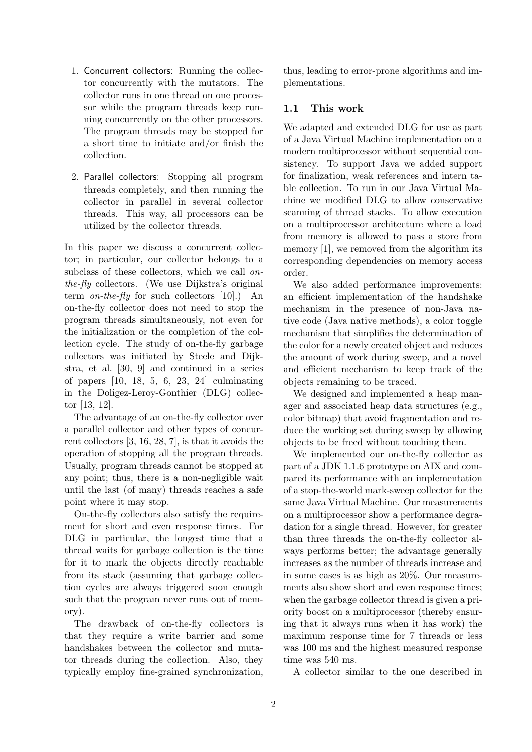1. Concurrent collectors: Running the collector concurrently with the mutators. The collector runs in one thread on one processor while the program threads keep running concurrently on the other processors. The program threads may be stopped for a short time to initiate and/or finish the collection.

2. Parallel collectors: Stopping all program threads completely, and then running the collector in parallel in several collector threads. This way, all processors can be utilized by the collector threads.

In this paper we discuss a concurrent collector; in particular, our collector belongs to a subclass of these collectors, which we call *on-the-fly* collectors. (We use Dijkstra's original term *on-the-fly* for such collectors [10].) An on-the-fly collector does not need to stop the program threads simultaneously, not even for the initialization or the completion of the collection cycle. The study of on-the-fly garbage collectors was initiated by Steele and Dijkstra, et al. [30, 9] and continued in a series of papers [10, 18, 5, 6, 23, 24] culminating in the Doligez-Leroy-Gonthier (DLG) collector [13, 12].

The advantage of an on-the-fly collector over a parallel collector and other types of concurrent collectors [3, 16, 28, 7], is that it avoids the operation of stopping all the program threads. Usually, program threads cannot be stopped at any point; thus, there is a non-negligible wait until the last (of many) threads reaches a safe point where it may stop.

On-the-fly collectors also satisfy the requirement for short and even response times. For DLG in particular, the longest time that a thread waits for garbage collection is the time for it to mark the objects directly reachable from its stack (assuming that garbage collection cycles are always triggered soon enough such that the program never runs out of memory).

The drawback of on-the-fly collectors is that they require a write barrier and some handshakes between the collector and mutator threads during the collection. Also, they typically employ fine-grained synchronization, thus, leading to error-prone algorithms and implementations.

### 1.1 This work

We adapted and extended DLG for use as part of a Java Virtual Machine implementation on a modern multiprocessor without sequential consistency. To support Java we added support for finalization, weak references and intern table collection. To run in our Java Virtual Machine we modified DLG to allow conservative scanning of thread stacks. To allow execution on a multiprocessor architecture where a load from memory is allowed to pass a store from memory [1], we removed from the algorithm its corresponding dependencies on memory access order.

We also added performance improvements: an efficient implementation of the handshake mechanism in the presence of non-Java native code (Java native methods), a color toggle mechanism that simplifies the determination of the color for a newly created object and reduces the amount of work during sweep, and a novel and efficient mechanism to keep track of the objects remaining to be traced.

We designed and implemented a heap manager and associated heap data structures (e.g., color bitmap) that avoid fragmentation and reduce the working set during sweep by allowing objects to be freed without touching them.

We implemented our on-the-fly collector as part of a JDK 1.1.6 prototype on AIX and compared its performance with an implementation of a stop-the-world mark-sweep collector for the same Java Virtual Machine. Our measurements on a multiprocessor show a performance degradation for a single thread. However, for greater than three threads the on-the-fly collector always performs better; the advantage generally increases as the number of threads increase and in some cases is as high as 20%. Our measurements also show short and even response times; when the garbage collector thread is given a priority boost on a multiprocessor (thereby ensuring that it always runs when it has work) the maximum response time for 7 threads or less was 100 ms and the highest measured response time was 540 ms.

A collector similar to the one described in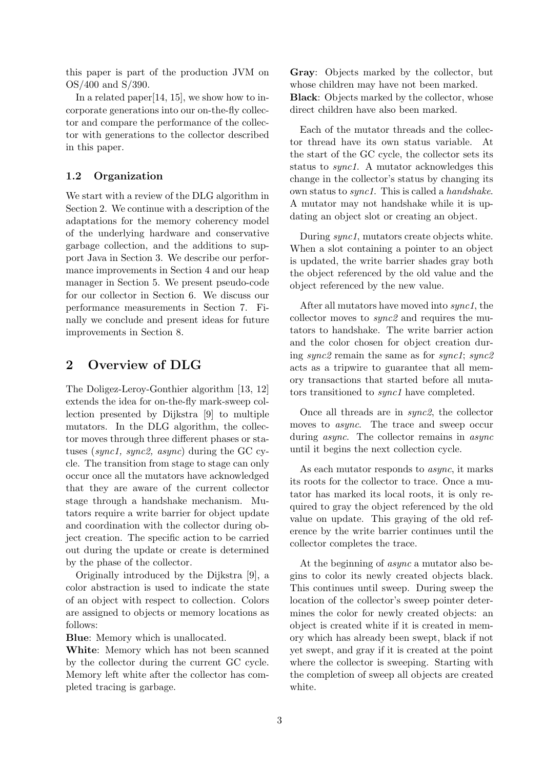this paper is part of the production JVM on OS/400 and S/390.

In a related paper[14, 15], we show how to incorporate generations into our on-the-fly collector and compare the performance of the collector with generations to the collector described in this paper.

### 1.2 Organization

We start with a review of the DLG algorithm in Section 2. We continue with a description of the adaptations for the memory coherency model of the underlying hardware and conservative garbage collection, and the additions to support Java in Section 3. We describe our performance improvements in Section 4 and our heap manager in Section 5. We present pseudo-code for our collector in Section 6. We discuss our performance measurements in Section 7. Finally we conclude and present ideas for future improvements in Section 8.

## 2 Overview of DLG

The Doligez-Leroy-Gonthier algorithm [13, 12] extends the idea for on-the-fly mark-sweep collection presented by Dijkstra [9] to multiple mutators. In the DLG algorithm, the collector moves through three different phases or statuses (*sync1, sync2, async*) during the GC cycle. The transition from stage to stage can only occur once all the mutators have acknowledged that they are aware of the current collector stage through a handshake mechanism. Mutators require a write barrier for object update and coordination with the collector during object creation. The specific action to be carried out during the update or create is determined by the phase of the collector.

Originally introduced by the Dijkstra [9], a color abstraction is used to indicate the state of an object with respect to collection. Colors are assigned to objects or memory locations as follows:

**Blue**: Memory which is unallocated.
**White**: Memory which has not been scanned by the collector during the current GC cycle. Memory left white after the collector has completed tracing is garbage.
**Gray**: Objects marked by the collector, but whose children may have not been marked.
**Black**: Objects marked by the collector, whose direct children have also been marked.

Each of the mutator threads and the collector thread have its own status variable. At the start of the GC cycle, the collector sets its status to *sync1*. A mutator acknowledges this change in the collector's status by changing its own status to *sync1*. This is called a *handshake*. A mutator may not handshake while it is updating an object slot or creating an object.

During *sync1*, mutators create objects white. When a slot containing a pointer to an object is updated, the write barrier shades gray both the object referenced by the old value and the object referenced by the new value.

After all mutators have moved into *sync1*, the collector moves to *sync2* and requires the mutators to handshake. The write barrier action and the color chosen for object creation during *sync2* remain the same as for *sync1*; *sync2* acts as a tripwire to guarantee that all memory transactions that started before all mutators transitioned to *sync1* have completed.

Once all threads are in *sync2*, the collector moves to *async*. The trace and sweep occur during *async*. The collector remains in *async* until it begins the next collection cycle.

As each mutator responds to *async*, it marks its roots for the collector to trace. Once a mutator has marked its local roots, it is only required to gray the object referenced by the old value on update. This graying of the old reference by the write barrier continues until the collector completes the trace.

At the beginning of *async* a mutator also begins to color its newly created objects black. This continues until sweep. During sweep the location of the collector's sweep pointer determines the color for newly created objects: an object is created white if it is created in memory which has already been swept, black if not yet swept, and gray if it is created at the point where the collector is sweeping. Starting with the completion of sweep all objects are created white.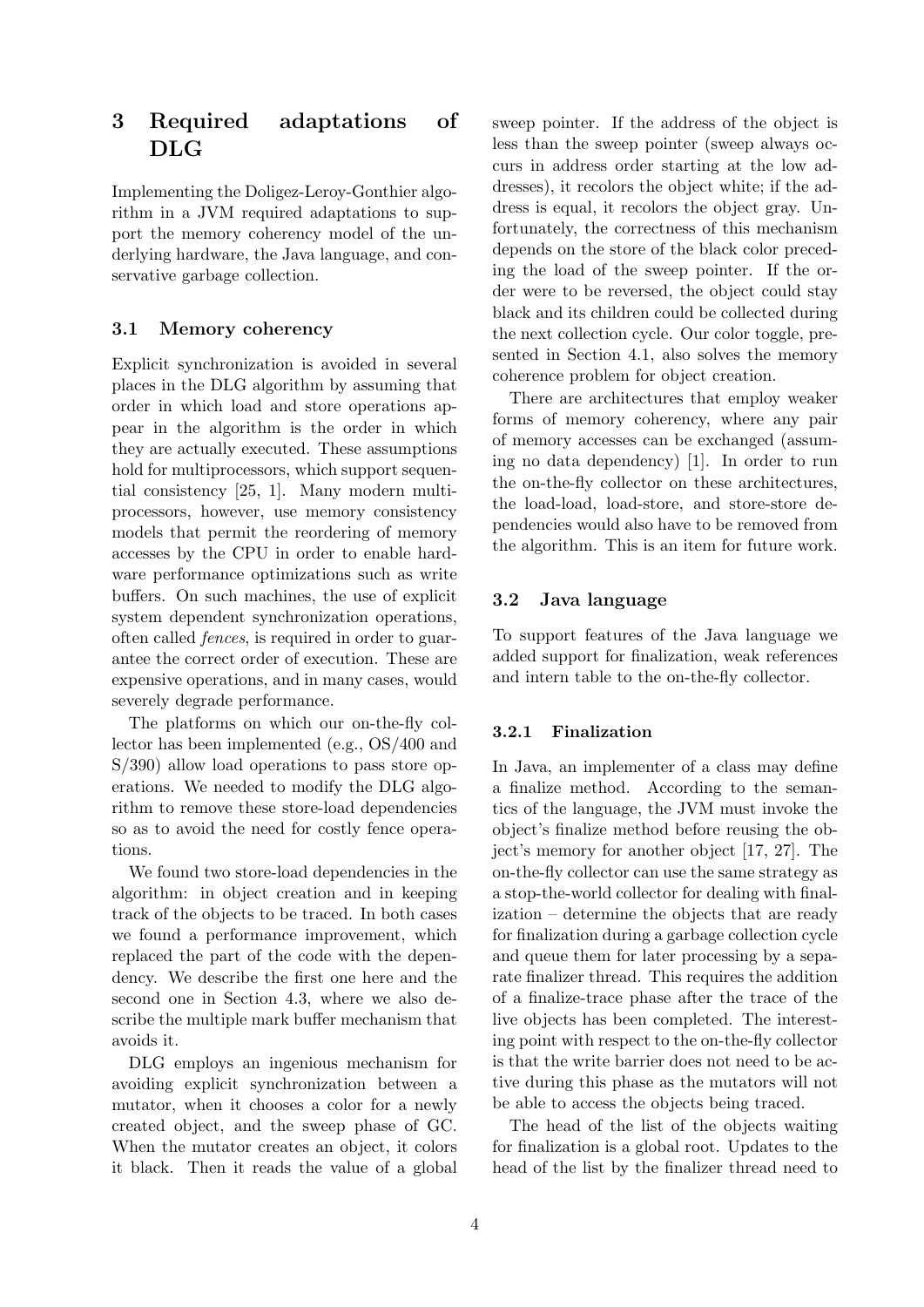## 3 Required adaptations of DLG

Implementing the Doligez-Leroy-Gonthier algorithm in a JVM required adaptations to support the memory coherency model of the underlying hardware, the Java language, and conservative garbage collection.

### 3.1 Memory coherency

Explicit synchronization is avoided in several places in the DLG algorithm by assuming that order in which load and store operations appear in the algorithm is the order in which they are actually executed. These assumptions hold for multiprocessors, which support sequential consistency [25, 1]. Many modern multiprocessors, however, use memory consistency models that permit the reordering of memory accesses by the CPU in order to enable hardware performance optimizations such as write buffers. On such machines, the use of explicit system dependent synchronization operations, often called *fences*, is required in order to guarantee the correct order of execution. These are expensive operations, and in many cases, would severely degrade performance.

The platforms on which our on-the-fly collector has been implemented (e.g., OS/400 and S/390) allow load operations to pass store operations. We needed to modify the DLG algorithm to remove these store-load dependencies so as to avoid the need for costly fence operations.

We found two store-load dependencies in the algorithm: in object creation and in keeping track of the objects to be traced. In both cases we found a performance improvement, which replaced the part of the code with the dependency. We describe the first one here and the second one in Section 4.3, where we also describe the multiple mark buffer mechanism that avoids it.

DLG employs an ingenious mechanism for avoiding explicit synchronization between a mutator, when it chooses a color for a newly created object, and the sweep phase of GC. When the mutator creates an object, it colors it black. Then it reads the value of a global sweep pointer. If the address of the object is less than the sweep pointer (sweep always occurs in address order starting at the low addresses), it recolors the object white; if the address is equal, it recolors the object gray. Unfortunately, the correctness of this mechanism depends on the store of the black color preceding the load of the sweep pointer. If the order were to be reversed, the object could stay black and its children could be collected during the next collection cycle. Our color toggle, presented in Section 4.1, also solves the memory coherence problem for object creation.

There are architectures that employ weaker forms of memory coherency, where any pair of memory accesses can be exchanged (assuming no data dependency) [1]. In order to run the on-the-fly collector on these architectures, the load-load, load-store, and store-store dependencies would also have to be removed from the algorithm. This is an item for future work.

### 3.2 Java language

To support features of the Java language we added support for finalization, weak references and intern table to the on-the-fly collector.

#### 3.2.1 Finalization

In Java, an implementer of a class may define a finalize method. According to the semantics of the language, the JVM must invoke the object's finalize method before reusing the object's memory for another object [17, 27]. The on-the-fly collector can use the same strategy as a stop-the-world collector for dealing with finalization – determine the objects that are ready for finalization during a garbage collection cycle and queue them for later processing by a separate finalizer thread. This requires the addition of a finalize-trace phase after the trace of the live objects has been completed. The interesting point with respect to the on-the-fly collector is that the write barrier does not need to be active during this phase as the mutators will not be able to access the objects being traced.

The head of the list of the objects waiting for finalization is a global root. Updates to the head of the list by the finalizer thread need to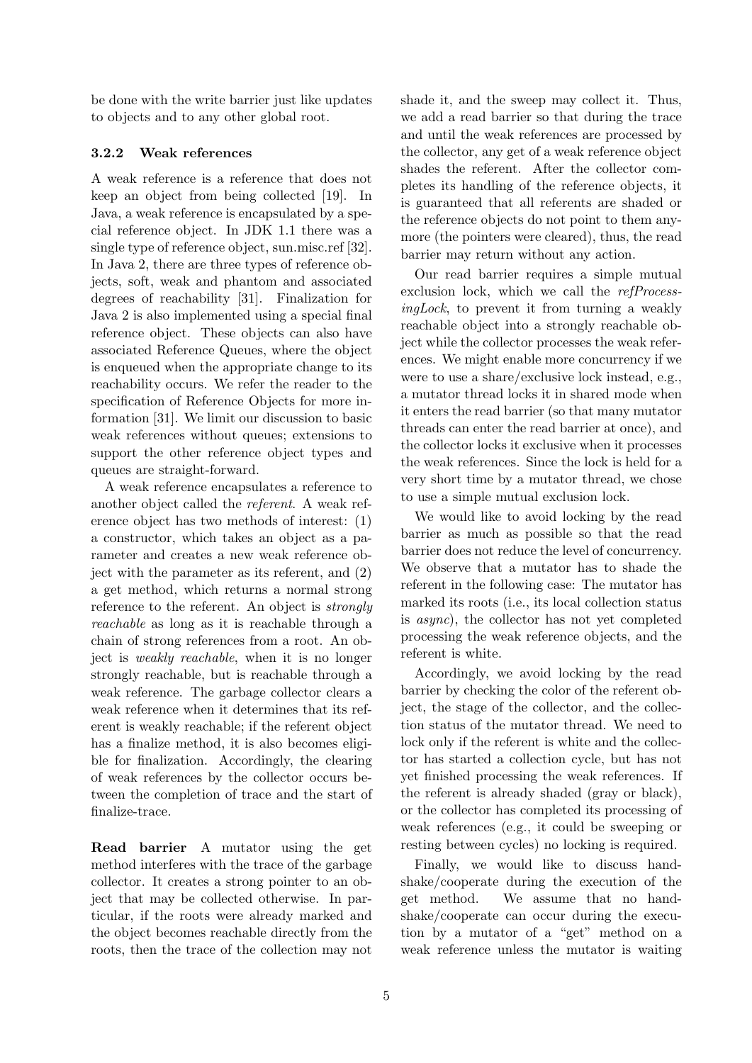be done with the write barrier just like updates to objects and to any other global root.

### 3.2.2 Weak references

A weak reference is a reference that does not keep an object from being collected [19]. In Java, a weak reference is encapsulated by a special reference object. In JDK 1.1 there was a single type of reference object, sun.misc.ref [32]. In Java 2, there are three types of reference objects, soft, weak and phantom and associated degrees of reachability [31]. Finalization for Java 2 is also implemented using a special final reference object. These objects can also have associated Reference Queues, where the object is enqueued when the appropriate change to its reachability occurs. We refer the reader to the specification of Reference Objects for more information [31]. We limit our discussion to basic weak references without queues; extensions to support the other reference object types and queues are straight-forward.

A weak reference encapsulates a reference to another object called the *referent*. A weak reference object has two methods of interest: (1) a constructor, which takes an object as a parameter and creates a new weak reference object with the parameter as its referent, and (2) a get method, which returns a normal strong reference to the referent. An object is *strongly reachable* as long as it is reachable through a chain of strong references from a root. An object is *weakly reachable*, when it is no longer strongly reachable, but is reachable through a weak reference. The garbage collector clears a weak reference when it determines that its referent is weakly reachable; if the referent object has a finalize method, it is also becomes eligible for finalization. Accordingly, the clearing of weak references by the collector occurs between the completion of trace and the start of finalize-trace.

**Read barrier** A mutator using the get method interferes with the trace of the garbage collector. It creates a strong pointer to an object that may be collected otherwise. In particular, if the roots were already marked and the object becomes reachable directly from the roots, then the trace of the collection may not shade it, and the sweep may collect it. Thus, we add a read barrier so that during the trace and until the weak references are processed by the collector, any get of a weak reference object shades the referent. After the collector completes its handling of the reference objects, it is guaranteed that all referents are shaded or the reference objects do not point to them anymore (the pointers were cleared), thus, the read barrier may return without any action.

Our read barrier requires a simple mutual exclusion lock, which we call the *refProcessingLock*, to prevent it from turning a weakly reachable object into a strongly reachable object while the collector processes the weak references. We might enable more concurrency if we were to use a share/exclusive lock instead, e.g., a mutator thread locks it in shared mode when it enters the read barrier (so that many mutator threads can enter the read barrier at once), and the collector locks it exclusive when it processes the weak references. Since the lock is held for a very short time by a mutator thread, we chose to use a simple mutual exclusion lock.

We would like to avoid locking by the read barrier as much as possible so that the read barrier does not reduce the level of concurrency. We observe that a mutator has to shade the referent in the following case: The mutator has marked its roots (i.e., its local collection status is *async*), the collector has not yet completed processing the weak reference objects, and the referent is white.

Accordingly, we avoid locking by the read barrier by checking the color of the referent object, the stage of the collector, and the collection status of the mutator thread. We need to lock only if the referent is white and the collector has started a collection cycle, but has not yet finished processing the weak references. If the referent is already shaded (gray or black), or the collector has completed its processing of weak references (e.g., it could be sweeping or resting between cycles) no locking is required.

Finally, we would like to discuss handshake/cooperate during the execution of the get method. We assume that no handshake/cooperate can occur during the execution by a mutator of a "get" method on a weak reference unless the mutator is waiting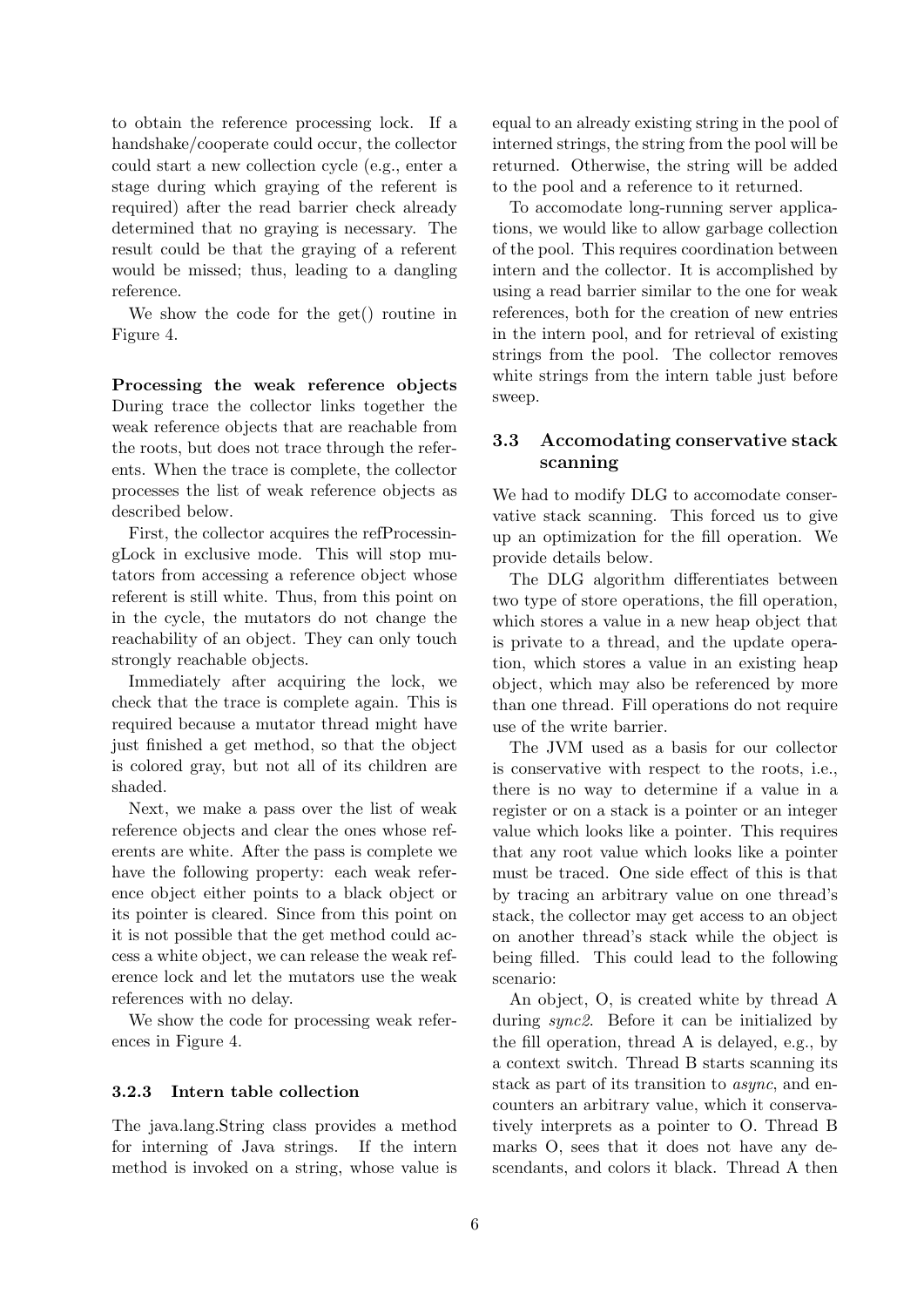to obtain the reference processing lock. If a handshake/cooperate could occur, the collector could start a new collection cycle (e.g., enter a stage during which graying of the referent is required) after the read barrier check already determined that no graying is necessary. The result could be that the graying of a referent would be missed; thus, leading to a dangling reference.

We show the code for the get() routine in Figure 4.

**Processing the weak reference objects** During trace the collector links together the weak reference objects that are reachable from the roots, but does not trace through the referents. When the trace is complete, the collector processes the list of weak reference objects as described below.

First, the collector acquires the refProcessingLock in exclusive mode. This will stop mutators from accessing a reference object whose referent is still white. Thus, from this point on in the cycle, the mutators do not change the reachability of an object. They can only touch strongly reachable objects.

Immediately after acquiring the lock, we check that the trace is complete again. This is required because a mutator thread might have just finished a get method, so that the object is colored gray, but not all of its children are shaded.

Next, we make a pass over the list of weak reference objects and clear the ones whose referents are white. After the pass is complete we have the following property: each weak reference object either points to a black object or its pointer is cleared. Since from this point on it is not possible that the get method could access a white object, we can release the weak reference lock and let the mutators use the weak references with no delay.

We show the code for processing weak references in Figure 4.

#### 3.2.3 Intern table collection

The java.lang.String class provides a method for interning of Java strings. If the intern method is invoked on a string, whose value is equal to an already existing string in the pool of interned strings, the string from the pool will be returned. Otherwise, the string will be added to the pool and a reference to it returned.

To accomodate long-running server applications, we would like to allow garbage collection of the pool. This requires coordination between intern and the collector. It is accomplished by using a read barrier similar to the one for weak references, both for the creation of new entries in the intern pool, and for retrieval of existing strings from the pool. The collector removes white strings from the intern table just before sweep.

### 3.3 Accomodating conservative stack scanning

We had to modify DLG to accomodate conservative stack scanning. This forced us to give up an optimization for the fill operation. We provide details below.

The DLG algorithm differentiates between two type of store operations, the fill operation, which stores a value in a new heap object that is private to a thread, and the update operation, which stores a value in an existing heap object, which may also be referenced by more than one thread. Fill operations do not require use of the write barrier.

The JVM used as a basis for our collector is conservative with respect to the roots, i.e., there is no way to determine if a value in a register or on a stack is a pointer or an integer value which looks like a pointer. This requires that any root value which looks like a pointer must be traced. One side effect of this is that by tracing an arbitrary value on one thread's stack, the collector may get access to an object on another thread's stack while the object is being filled. This could lead to the following scenario:

An object, O, is created white by thread A during *sync2*. Before it can be initialized by the fill operation, thread A is delayed, e.g., by a context switch. Thread B starts scanning its stack as part of its transition to *async*, and encounters an arbitrary value, which it conservatively interprets as a pointer to O. Thread B marks O, sees that it does not have any descendants, and colors it black. Thread A then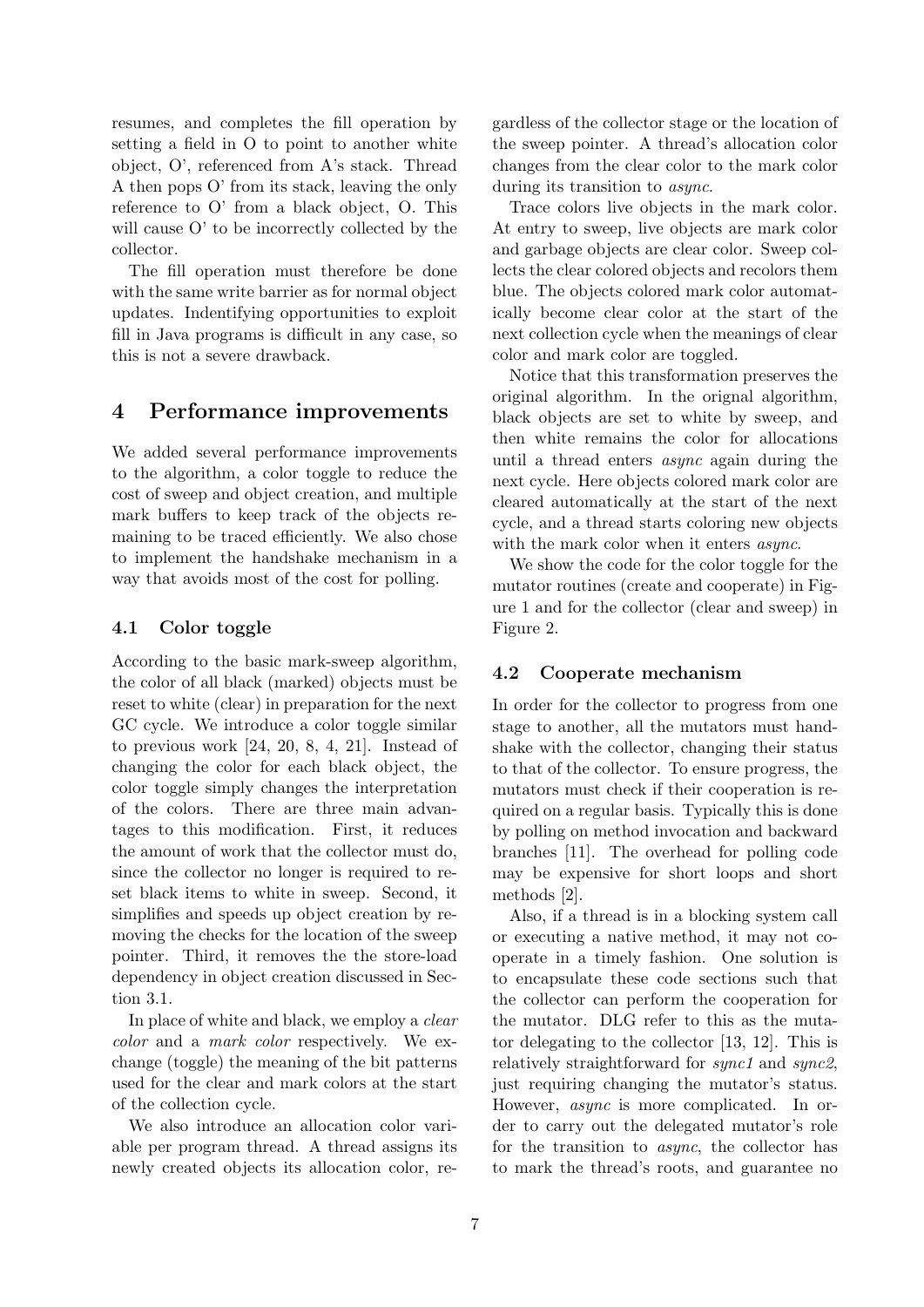resumes, and completes the fill operation by setting a field in O to point to another white object, O', referenced from A's stack. Thread A then pops O' from its stack, leaving the only reference to O' from a black object, O. This will cause O' to be incorrectly collected by the collector.

The fill operation must therefore be done with the same write barrier as for normal object updates. Indentifying opportunities to exploit fill in Java programs is difficult in any case, so this is not a severe drawback.

## 4 Performance improvements

We added several performance improvements to the algorithm, a color toggle to reduce the cost of sweep and object creation, and multiple mark buffers to keep track of the objects remaining to be traced efficiently. We also chose to implement the handshake mechanism in a way that avoids most of the cost for polling.

### 4.1 Color toggle

According to the basic mark-sweep algorithm, the color of all black (marked) objects must be reset to white (clear) in preparation for the next GC cycle. We introduce a color toggle similar to previous work [24, 20, 8, 4, 21]. Instead of changing the color for each black object, the color toggle simply changes the interpretation of the colors. There are three main advantages to this modification. First, it reduces the amount of work that the collector must do, since the collector no longer is required to reset black items to white in sweep. Second, it simplifies and speeds up object creation by removing the checks for the location of the sweep pointer. Third, it removes the the store-load dependency in object creation discussed in Section 3.1.

In place of white and black, we employ a *clear color* and a *mark color* respectively. We exchange (toggle) the meaning of the bit patterns used for the clear and mark colors at the start of the collection cycle.

We also introduce an allocation color variable per program thread. A thread assigns its newly created objects its allocation color, regardless of the collector stage or the location of the sweep pointer. A thread's allocation color changes from the clear color to the mark color during its transition to *async*.

Trace colors live objects in the mark color. At entry to sweep, live objects are mark color and garbage objects are clear color. Sweep collects the clear colored objects and recolors them blue. The objects colored mark color automatically become clear color at the start of the next collection cycle when the meanings of clear color and mark color are toggled.

Notice that this transformation preserves the original algorithm. In the orignal algorithm, black objects are set to white by sweep, and then white remains the color for allocations until a thread enters *async* again during the next cycle. Here objects colored mark color are cleared automatically at the start of the next cycle, and a thread starts coloring new objects with the mark color when it enters *async*.

We show the code for the color toggle for the mutator routines (create and cooperate) in Figure 1 and for the collector (clear and sweep) in Figure 2.

### 4.2 Cooperate mechanism

In order for the collector to progress from one stage to another, all the mutators must handshake with the collector, changing their status to that of the collector. To ensure progress, the mutators must check if their cooperation is required on a regular basis. Typically this is done by polling on method invocation and backward branches [11]. The overhead for polling code may be expensive for short loops and short methods [2].

Also, if a thread is in a blocking system call or executing a native method, it may not cooperate in a timely fashion. One solution is to encapsulate these code sections such that the collector can perform the cooperation for the mutator. DLG refer to this as the mutator delegating to the collector [13, 12]. This is relatively straightforward for *sync1* and *sync2*, just requiring changing the mutator's status. However, *async* is more complicated. In order to carry out the delegated mutator's role for the transition to *async*, the collector has to mark the thread's roots, and guarantee no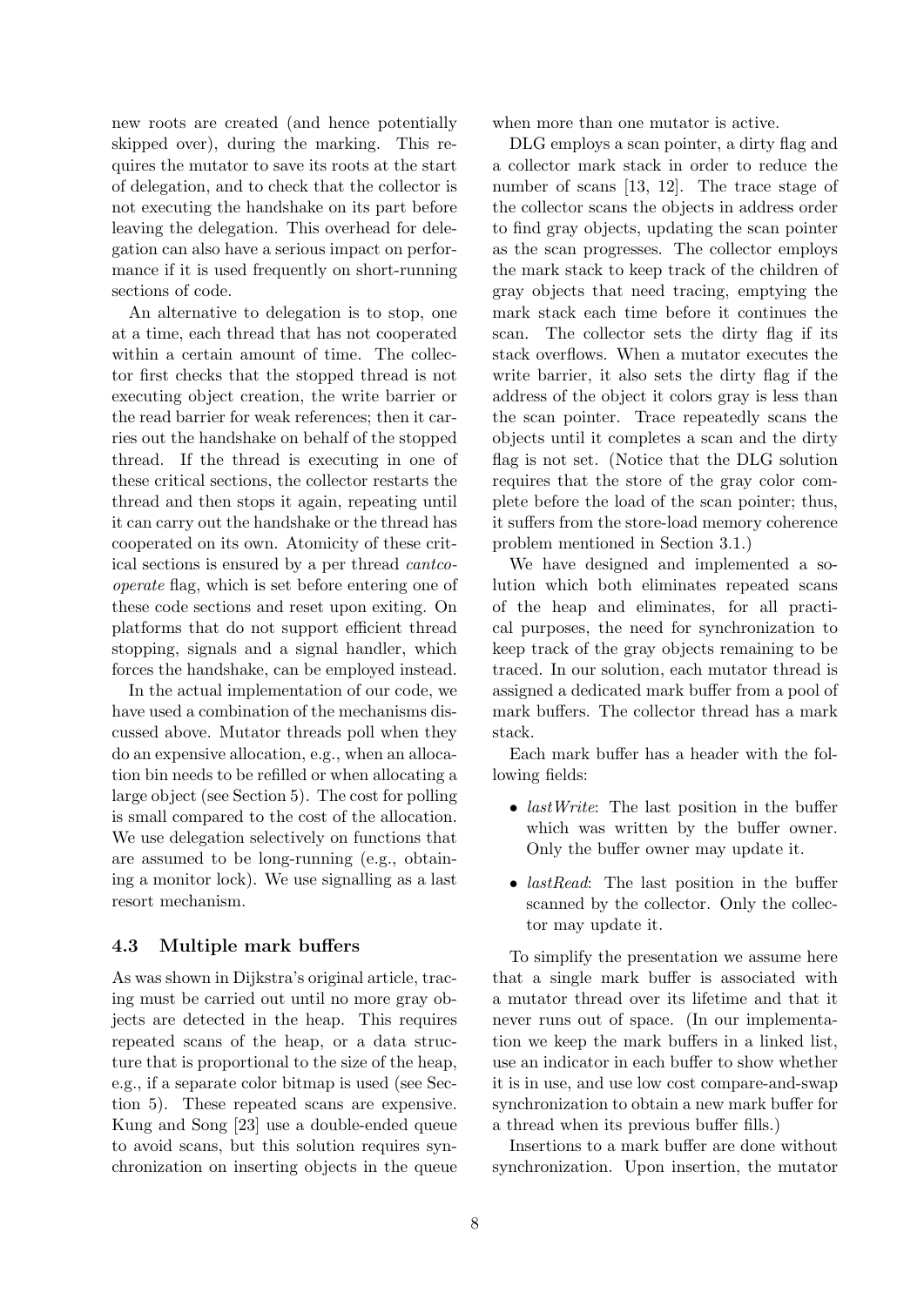new roots are created (and hence potentially skipped over), during the marking. This requires the mutator to save its roots at the start of delegation, and to check that the collector is not executing the handshake on its part before leaving the delegation. This overhead for delegation can also have a serious impact on performance if it is used frequently on short-running sections of code.

An alternative to delegation is to stop, one at a time, each thread that has not cooperated within a certain amount of time. The collector first checks that the stopped thread is not executing object creation, the write barrier or the read barrier for weak references; then it carries out the handshake on behalf of the stopped thread. If the thread is executing in one of these critical sections, the collector restarts the thread and then stops it again, repeating until it can carry out the handshake or the thread has cooperated on its own. Atomicity of these critical sections is ensured by a per thread *cantcooperate* flag, which is set before entering one of these code sections and reset upon exiting. On platforms that do not support efficient thread stopping, signals and a signal handler, which forces the handshake, can be employed instead.

In the actual implementation of our code, we have used a combination of the mechanisms discussed above. Mutator threads poll when they do an expensive allocation, e.g., when an allocation bin needs to be refilled or when allocating a large object (see Section 5). The cost for polling is small compared to the cost of the allocation. We use delegation selectively on functions that are assumed to be long-running (e.g., obtaining a monitor lock). We use signalling as a last resort mechanism.

### 4.3 Multiple mark buffers

As was shown in Dijkstra's original article, tracing must be carried out until no more gray objects are detected in the heap. This requires repeated scans of the heap, or a data structure that is proportional to the size of the heap, e.g., if a separate color bitmap is used (see Section 5). These repeated scans are expensive. Kung and Song [23] use a double-ended queue to avoid scans, but this solution requires synchronization on inserting objects in the queue when more than one mutator is active.

DLG employs a scan pointer, a dirty flag and a collector mark stack in order to reduce the number of scans [13, 12]. The trace stage of the collector scans the objects in address order to find gray objects, updating the scan pointer as the scan progresses. The collector employs the mark stack to keep track of the children of gray objects that need tracing, emptying the mark stack each time before it continues the scan. The collector sets the dirty flag if its stack overflows. When a mutator executes the write barrier, it also sets the dirty flag if the address of the object it colors gray is less than the scan pointer. Trace repeatedly scans the objects until it completes a scan and the dirty flag is not set. (Notice that the DLG solution requires that the store of the gray color complete before the load of the scan pointer; thus, it suffers from the store-load memory coherence problem mentioned in Section 3.1.)

We have designed and implemented a solution which both eliminates repeated scans of the heap and eliminates, for all practical purposes, the need for synchronization to keep track of the gray objects remaining to be traced. In our solution, each mutator thread is assigned a dedicated mark buffer from a pool of mark buffers. The collector thread has a mark stack.

Each mark buffer has a header with the following fields:

- *lastWrite*: The last position in the buffer which was written by the buffer owner. Only the buffer owner may update it.
- *lastRead*: The last position in the buffer scanned by the collector. Only the collector may update it.

To simplify the presentation we assume here that a single mark buffer is associated with a mutator thread over its lifetime and that it never runs out of space. (In our implementation we keep the mark buffers in a linked list, use an indicator in each buffer to show whether it is in use, and use low cost compare-and-swap synchronization to obtain a new mark buffer for a thread when its previous buffer fills.)

Insertions to a mark buffer are done without synchronization. Upon insertion, the mutator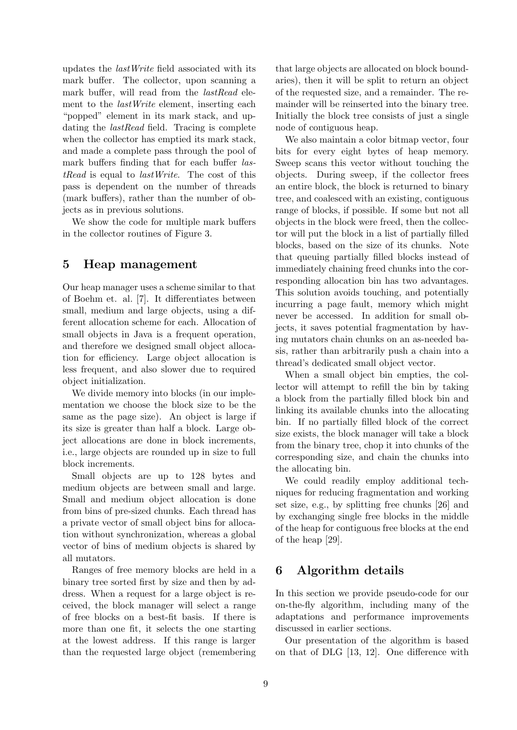updates the *lastWrite* field associated with its mark buffer. The collector, upon scanning a mark buffer, will read from the *lastRead* element to the *lastWrite* element, inserting each "popped" element in its mark stack, and updating the *lastRead* field. Tracing is complete when the collector has emptied its mark stack, and made a complete pass through the pool of mark buffers finding that for each buffer *lastRead* is equal to *lastWrite*. The cost of this pass is dependent on the number of threads (mark buffers), rather than the number of objects as in previous solutions.

We show the code for multiple mark buffers in the collector routines of Figure 3.

## 5 Heap management

Our heap manager uses a scheme similar to that of Boehm et. al. [7]. It differentiates between small, medium and large objects, using a different allocation scheme for each. Allocation of small objects in Java is a frequent operation, and therefore we designed small object allocation for efficiency. Large object allocation is less frequent, and also slower due to required object initialization.

We divide memory into blocks (in our implementation we choose the block size to be the same as the page size). An object is large if its size is greater than half a block. Large object allocations are done in block increments, i.e., large objects are rounded up in size to full block increments.

Small objects are up to 128 bytes and medium objects are between small and large. Small and medium object allocation is done from bins of pre-sized chunks. Each thread has a private vector of small object bins for allocation without synchronization, whereas a global vector of bins of medium objects is shared by all mutators.

Ranges of free memory blocks are held in a binary tree sorted first by size and then by address. When a request for a large object is received, the block manager will select a range of free blocks on a best-fit basis. If there is more than one fit, it selects the one starting at the lowest address. If this range is larger than the requested large object (remembering that large objects are allocated on block boundaries), then it will be split to return an object of the requested size, and a remainder. The remainder will be reinserted into the binary tree. Initially the block tree consists of just a single node of contiguous heap.

We also maintain a color bitmap vector, four bits for every eight bytes of heap memory. Sweep scans this vector without touching the objects. During sweep, if the collector frees an entire block, the block is returned to binary tree, and coalesced with an existing, contiguous range of blocks, if possible. If some but not all objects in the block were freed, then the collector will put the block in a list of partially filled blocks, based on the size of its chunks. Note that queuing partially filled blocks instead of immediately chaining freed chunks into the corresponding allocation bin has two advantages. This solution avoids touching, and potentially incurring a page fault, memory which might never be accessed. In addition for small objects, it saves potential fragmentation by having mutators chain chunks on an as-needed basis, rather than arbitrarily push a chain into a thread's dedicated small object vector.

When a small object bin empties, the collector will attempt to refill the bin by taking a block from the partially filled block bin and linking its available chunks into the allocating bin. If no partially filled block of the correct size exists, the block manager will take a block from the binary tree, chop it into chunks of the corresponding size, and chain the chunks into the allocating bin.

We could readily employ additional techniques for reducing fragmentation and working set size, e.g., by splitting free chunks [26] and by exchanging single free blocks in the middle of the heap for contiguous free blocks at the end of the heap [29].

## 6 Algorithm details

In this section we provide pseudo-code for our on-the-fly algorithm, including many of the adaptations and performance improvements discussed in earlier sections.

Our presentation of the algorithm is based on that of DLG [13, 12]. One difference with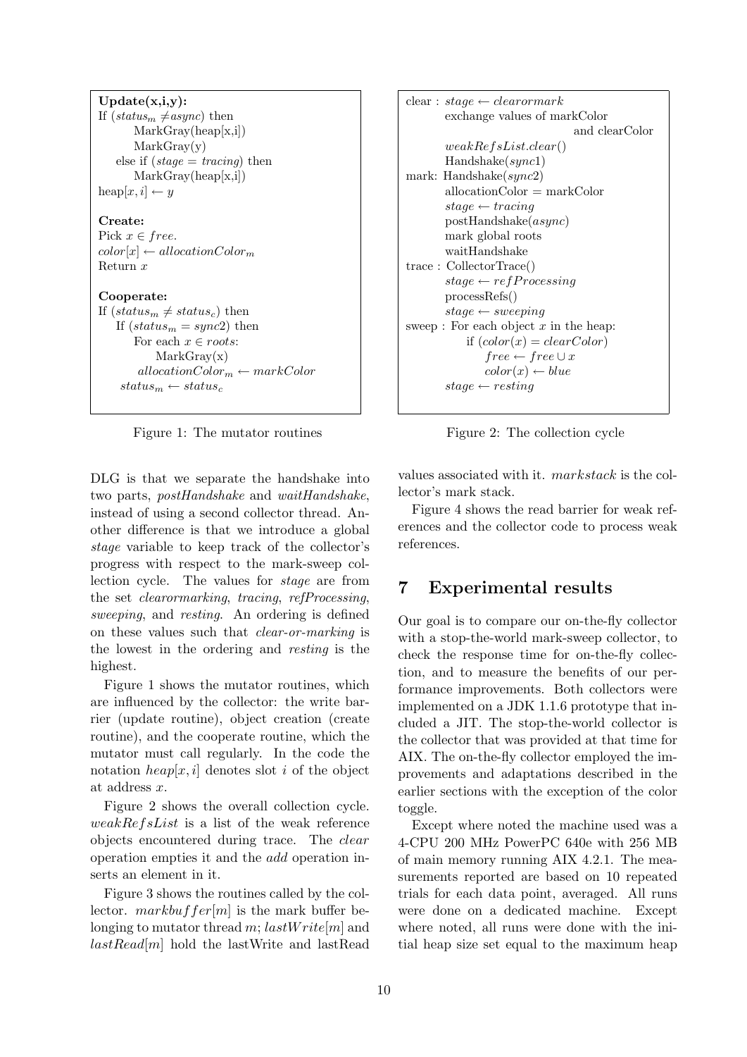```
Update(x,i,y):
If (status_m ≠ async) then
        MarkGray(heap[x,i])
        MarkGray(y)
    else if (stage = tracing) then
        MarkGray(heap[x,i])
heap[x, i] ← y

Create:
Pick x ∈ free.
color[x] ← allocationColor_m
Return x

Cooperate:
If (status_m ≠ status_c) then
    If (status_m = sync2) then
        For each x ∈ roots:
            MarkGray(x)
        allocationColor_m ← markColor
    status_m ← status_c
```

Figure 1: The mutator routines

```
clear : stage ← clearormark
        exchange values of markColor
                                and clearColor
        weakRefsList.clear()
        Handshake(sync1)
mark: Handshake(sync2)
        allocationColor = markColor
        stage ← tracing
        postHandshake(async)
        mark global roots
        waitHandshake
trace : CollectorTrace()
        stage ← refProcessing
        processRefs()
        stage ← sweeping
sweep : For each object x in the heap:
            if (color(x) = clearColor)
                free ← free ∪ x
                color(x) ← blue
        stage ← resting
```

Figure 2: The collection cycle

DLG is that we separate the handshake into two parts, *postHandshake* and *waitHandshake*, instead of using a second collector thread. Another difference is that we introduce a global *stage* variable to keep track of the collector's progress with respect to the mark-sweep collection cycle. The values for *stage* are from the set *clearormarking*, *tracing*, *refProcessing*, *sweeping*, and *resting*. An ordering is defined on these values such that *clear-or-marking* is the lowest in the ordering and *resting* is the highest.

Figure 1 shows the mutator routines, which are influenced by the collector: the write barrier (update routine), object creation (create routine), and the cooperate routine, which the mutator must call regularly. In the code the notation $heap[x, i]$ denotes slot $i$ of the object at address $x$.

Figure 2 shows the overall collection cycle. *weakRefsList* is a list of the weak reference objects encountered during trace. The *clear* operation empties it and the *add* operation inserts an element in it.

Figure 3 shows the routines called by the collector. $markbuffer[m]$ is the mark buffer belonging to mutator thread $m$; $lastWrite[m]$ and $lastRead[m]$ hold the lastWrite and lastRead values associated with it. *markstack* is the collector's mark stack.

Figure 4 shows the read barrier for weak references and the collector code to process weak references.

## 7 Experimental results

Our goal is to compare our on-the-fly collector with a stop-the-world mark-sweep collector, to check the response time for on-the-fly collection, and to measure the benefits of our performance improvements. Both collectors were implemented on a JDK 1.1.6 prototype that included a JIT. The stop-the-world collector is the collector that was provided at that time for AIX. The on-the-fly collector employed the improvements and adaptations described in the earlier sections with the exception of the color toggle.

Except where noted the machine used was a 4-CPU 200 MHz PowerPC 640e with 256 MB of main memory running AIX 4.2.1. The measurements reported are based on 10 repeated trials for each data point, averaged. All runs were done on a dedicated machine. Except where noted, all runs were done with the initial heap size set equal to the maximum heap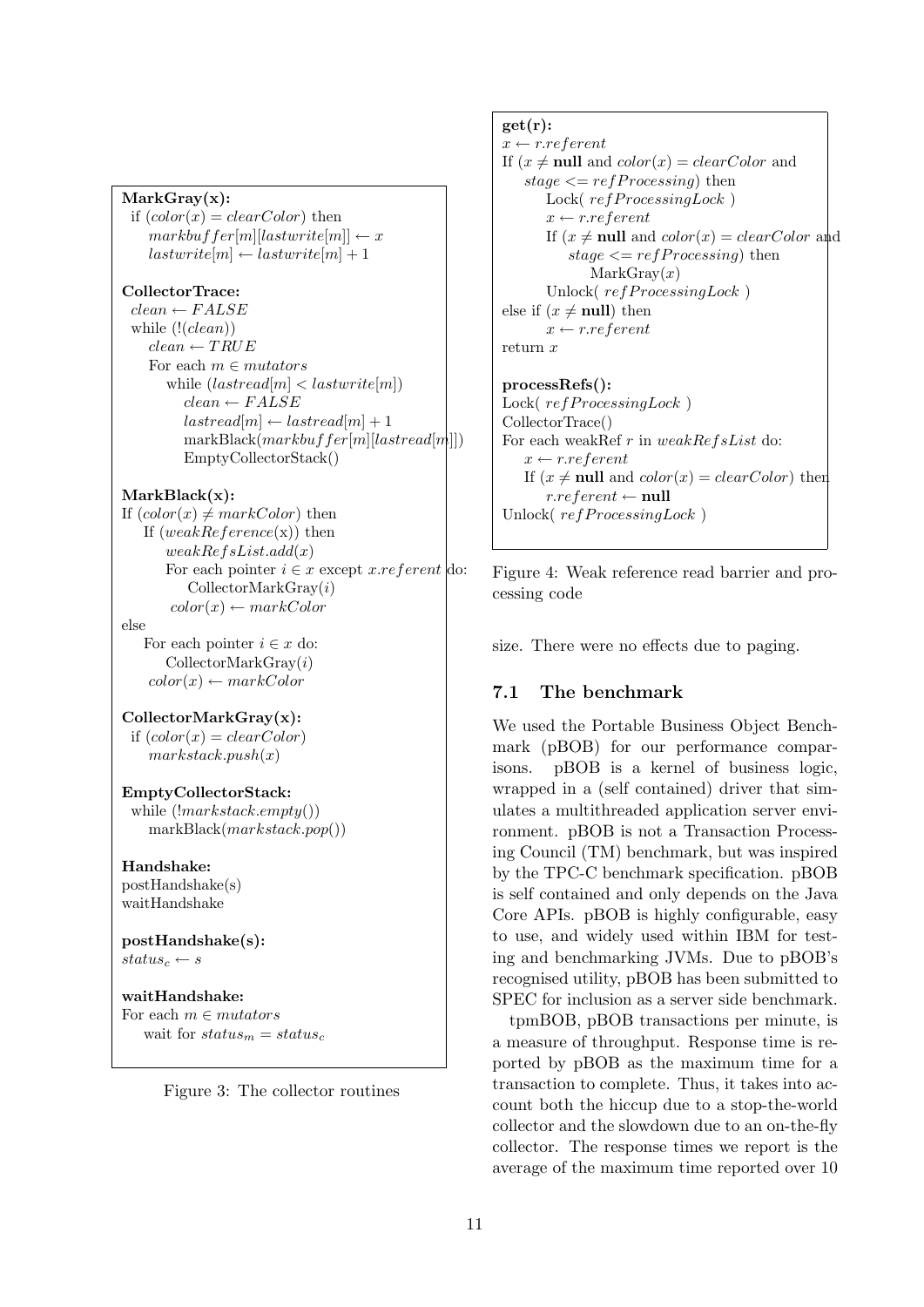```
MarkGray(x):
  if (color(x) = clearColor) then
    markbuffer[m][lastwrite[m]] ← x
    lastwrite[m] ← lastwrite[m] + 1

CollectorTrace:
  clean ← FALSE
  while (!(clean))
    clean ← TRUE
    For each m ∈ mutators
      while (lastread[m] < lastwrite[m])
        clean ← FALSE
        lastread[m] ← lastread[m] + 1
        markBlack(markbuffer[m][lastread[m]])
        EmptyCollectorStack()

MarkBlack(x):
If (color(x) ≠ markColor) then
  If (weakReference(x)) then
    weakRefsList.add(x)
    For each pointer i ∈ x except x.referent do:
      CollectorMarkGray(i)
    color(x) ← markColor
else
  For each pointer i ∈ x do:
    CollectorMarkGray(i)
  color(x) ← markColor

CollectorMarkGray(x):
  if (color(x) = clearColor)
    markstack.push(x)

EmptyCollectorStack:
  while (!markstack.empty())
    markBlack(markstack.pop())

Handshake:
postHandshake(s)
waitHandshake

postHandshake(s):
status_c ← s

waitHandshake:
For each m ∈ mutators
  wait for status_m = status_c
```

Figure 3: The collector routines

```
get(r):
x ← r.referent
If (x ≠ null and color(x) = clearColor and
    stage <= refProcessing) then
    Lock( refProcessingLock )
    x ← r.referent
    If (x ≠ null and color(x) = clearColor and
        stage <= refProcessing) then
        MarkGray(x)
    Unlock( refProcessingLock )
else if (x ≠ null) then
    x ← r.referent
return x

processRefs():
Lock( refProcessingLock )
CollectorTrace()
For each weakRef r in weakRefsList do:
  x ← r.referent
  If (x ≠ null and color(x) = clearColor) then
    r.referent ← null
Unlock( refProcessingLock )
```

Figure 4: Weak reference read barrier and processing code

size. There were no effects due to paging.

### 7.1 The benchmark

We used the Portable Business Object Benchmark (pBOB) for our performance comparisons. pBOB is a kernel of business logic, wrapped in a (self contained) driver that simulates a multithreaded application server environment. pBOB is not a Transaction Processing Council (TM) benchmark, but was inspired by the TPC-C benchmark specification. pBOB is self contained and only depends on the Java Core APIs. pBOB is highly configurable, easy to use, and widely used within IBM for testing and benchmarking JVMs. Due to pBOB's recognised utility, pBOB has been submitted to SPEC for inclusion as a server side benchmark.

tpmBOB, pBOB transactions per minute, is a measure of throughput. Response time is reported by pBOB as the maximum time for a transaction to complete. Thus, it takes into account both the hiccup due to a stop-the-world collector and the slowdown due to an on-the-fly collector. The response times we report is the average of the maximum time reported over 10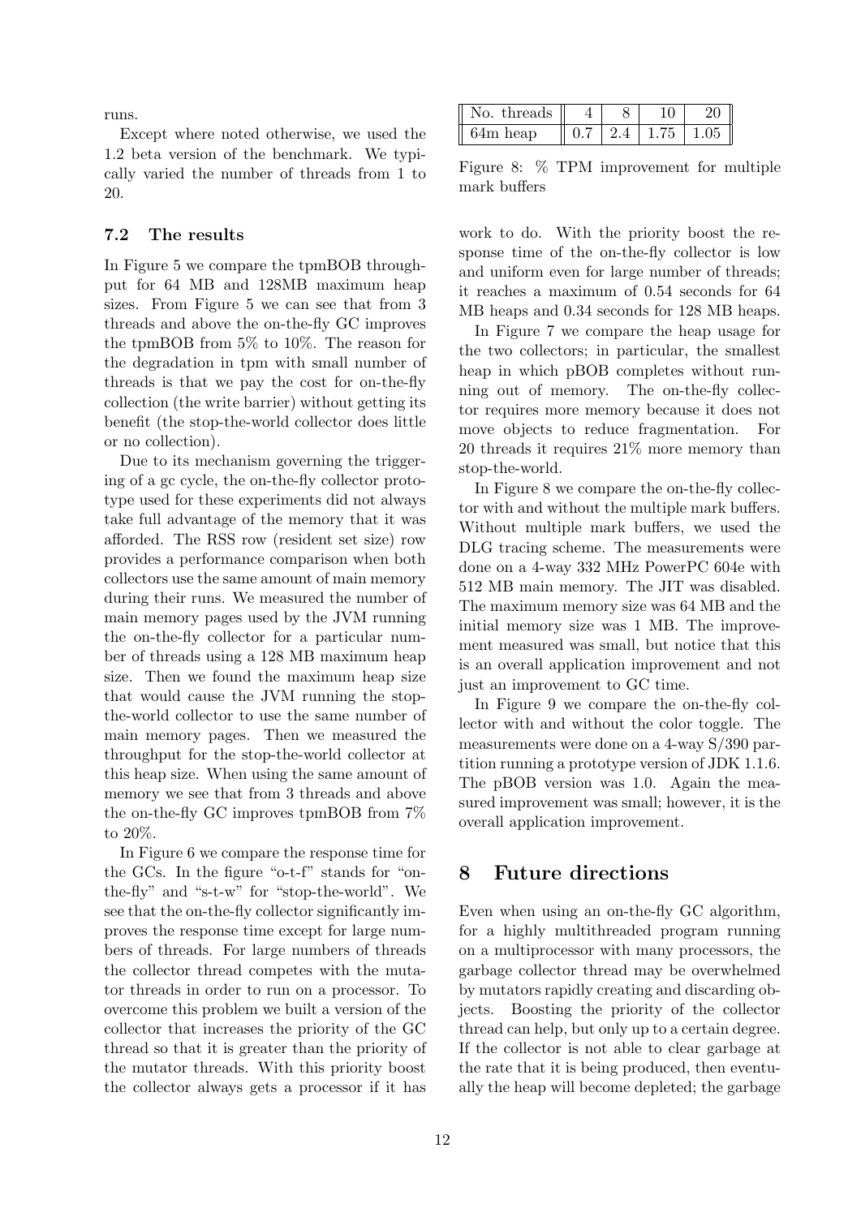runs.

Except where noted otherwise, we used the 1.2 beta version of the benchmark. We typically varied the number of threads from 1 to 20.

### 7.2 The results

In Figure 5 we compare the tpmBOB throughput for 64 MB and 128MB maximum heap sizes. From Figure 5 we can see that from 3 threads and above the on-the-fly GC improves the tpmBOB from 5% to 10%. The reason for the degradation in tpm with small number of threads is that we pay the cost for on-the-fly collection (the write barrier) without getting its benefit (the stop-the-world collector does little or no collection).

Due to its mechanism governing the triggering of a gc cycle, the on-the-fly collector prototype used for these experiments did not always take full advantage of the memory that it was afforded. The RSS row (resident set size) row provides a performance comparison when both collectors use the same amount of main memory during their runs. We measured the number of main memory pages used by the JVM running the on-the-fly collector for a particular number of threads using a 128 MB maximum heap size. Then we found the maximum heap size that would cause the JVM running the stop-the-world collector to use the same number of main memory pages. Then we measured the throughput for the stop-the-world collector at this heap size. When using the same amount of memory we see that from 3 threads and above the on-the-fly GC improves tpmBOB from 7% to 20%.

In Figure 6 we compare the response time for the GCs. In the figure "o-t-f" stands for "on-the-fly" and "s-t-w" for "stop-the-world". We see that the on-the-fly collector significantly improves the response time except for large numbers of threads. For large numbers of threads the collector thread competes with the mutator threads in order to run on a processor. To overcome this problem we built a version of the collector that increases the priority of the GC thread so that it is greater than the priority of the mutator threads. With this priority boost the collector always gets a processor if it has work to do. With the priority boost the response time of the on-the-fly collector is low and uniform even for large number of threads; it reaches a maximum of 0.54 seconds for 64 MB heaps and 0.34 seconds for 128 MB heaps.

| No. threads | 4 | 8 | 10 | 20 |
|---|---|---|---|---|
| 64m heap | 0.7 | 2.4 | 1.75 | 1.05 |

Figure 8: % TPM improvement for multiple mark buffers

In Figure 7 we compare the heap usage for the two collectors; in particular, the smallest heap in which pBOB completes without running out of memory. The on-the-fly collector requires more memory because it does not move objects to reduce fragmentation. For 20 threads it requires 21% more memory than stop-the-world.

In Figure 8 we compare the on-the-fly collector with and without the multiple mark buffers. Without multiple mark buffers, we used the DLG tracing scheme. The measurements were done on a 4-way 332 MHz PowerPC 604e with 512 MB main memory. The JIT was disabled. The maximum memory size was 64 MB and the initial memory size was 1 MB. The improvement measured was small, but notice that this is an overall application improvement and not just an improvement to GC time.

In Figure 9 we compare the on-the-fly collector with and without the color toggle. The measurements were done on a 4-way S/390 partition running a prototype version of JDK 1.1.6. The pBOB version was 1.0. Again the measured improvement was small; however, it is the overall application improvement.

## 8 Future directions

Even when using an on-the-fly GC algorithm, for a highly multithreaded program running on a multiprocessor with many processors, the garbage collector thread may be overwhelmed by mutators rapidly creating and discarding objects. Boosting the priority of the collector thread can help, but only up to a certain degree. If the collector is not able to clear garbage at the rate that it is being produced, then eventually the heap will become depleted; the garbage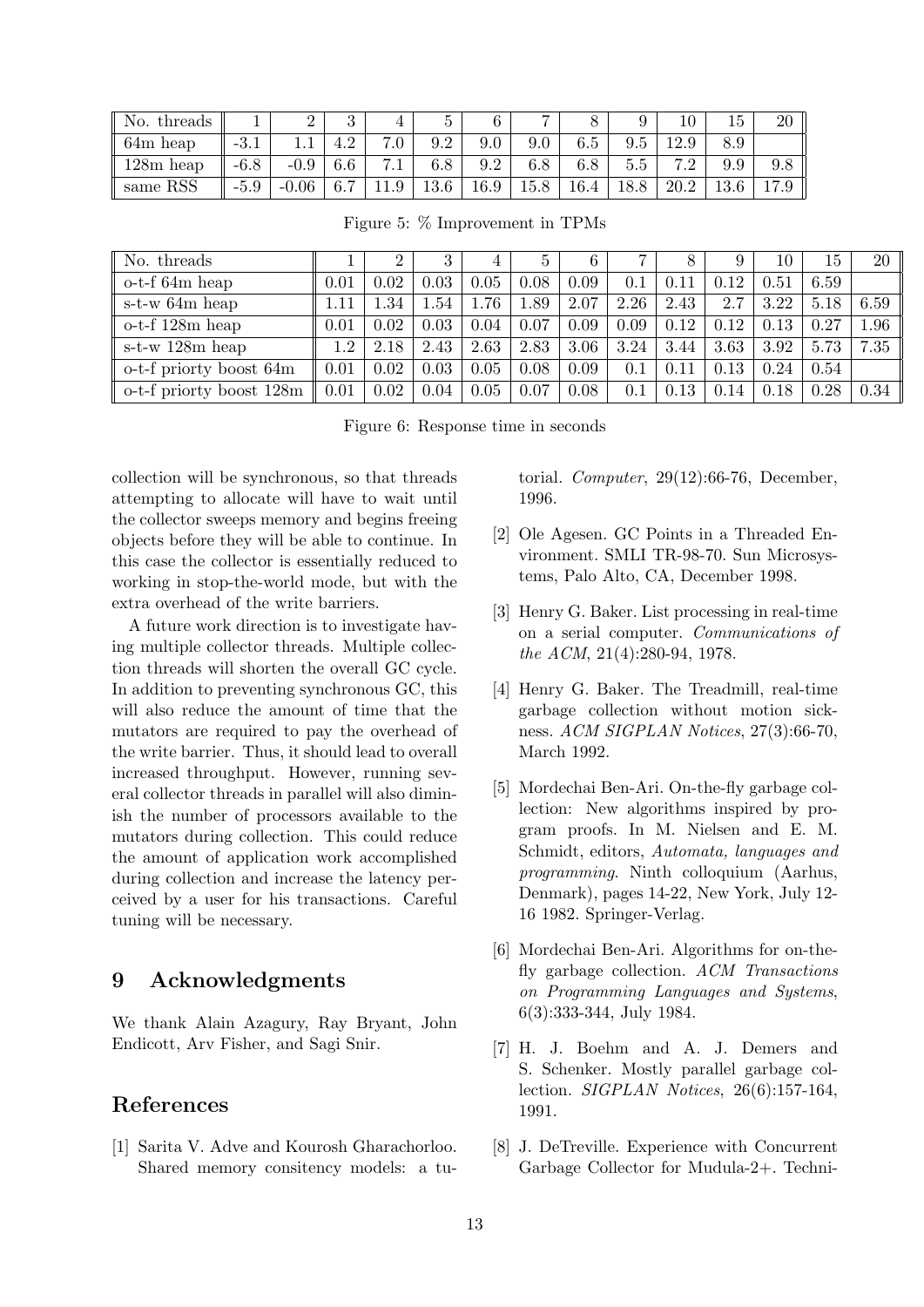| No. threads | 1 | 2 | 3 | 4 | 5 | 6 | 7 | 8 | 9 | 10 | 15 | 20 |
|---|---|---|---|---|---|---|---|---|---|---|---|---|
| 64m heap | -3.1 | 1.1 | 4.2 | 7.0 | 9.2 | 9.0 | 9.0 | 6.5 | 9.5 | 12.9 | 8.9 | |
| 128m heap | -6.8 | -0.9 | 6.6 | 7.1 | 6.8 | 9.2 | 6.8 | 6.8 | 5.5 | 7.2 | 9.9 | 9.8 |
| same RSS | -5.9 | -0.06 | 6.7 | 11.9 | 13.6 | 16.9 | 15.8 | 16.4 | 18.8 | 20.2 | 13.6 | 17.9 |

Figure 5: % Improvement in TPMs

| No. threads | 1 | 2 | 3 | 4 | 5 | 6 | 7 | 8 | 9 | 10 | 15 | 20 |
|---|---|---|---|---|---|---|---|---|---|---|---|---|
| o-t-f 64m heap | 0.01 | 0.02 | 0.03 | 0.05 | 0.08 | 0.09 | 0.1 | 0.11 | 0.12 | 0.51 | 6.59 | |
| s-t-w 64m heap | 1.11 | 1.34 | 1.54 | 1.76 | 1.89 | 2.07 | 2.26 | 2.43 | 2.7 | 3.22 | 5.18 | 6.59 |
| o-t-f 128m heap | 0.01 | 0.02 | 0.03 | 0.04 | 0.07 | 0.09 | 0.09 | 0.12 | 0.12 | 0.13 | 0.27 | 1.96 |
| s-t-w 128m heap | 1.2 | 2.18 | 2.43 | 2.63 | 2.83 | 3.06 | 3.24 | 3.44 | 3.63 | 3.92 | 5.73 | 7.35 |
| o-t-f priorty boost 64m | 0.01 | 0.02 | 0.03 | 0.05 | 0.08 | 0.09 | 0.1 | 0.11 | 0.13 | 0.24 | 0.54 | |
| o-t-f priorty boost 128m | 0.01 | 0.02 | 0.04 | 0.05 | 0.07 | 0.08 | 0.1 | 0.13 | 0.14 | 0.18 | 0.28 | 0.34 |

Figure 6: Response time in seconds

collection will be synchronous, so that threads attempting to allocate will have to wait until the collector sweeps memory and begins freeing objects before they will be able to continue. In this case the collector is essentially reduced to working in stop-the-world mode, but with the extra overhead of the write barriers.

A future work direction is to investigate having multiple collector threads. Multiple collection threads will shorten the overall GC cycle. In addition to preventing synchronous GC, this will also reduce the amount of time that the mutators are required to pay the overhead of the write barrier. Thus, it should lead to overall increased throughput. However, running several collector threads in parallel will also diminish the number of processors available to the mutators during collection. This could reduce the amount of application work accomplished during collection and increase the latency perceived by a user for his transactions. Careful tuning will be necessary.

## 9 Acknowledgments

We thank Alain Azagury, Ray Bryant, John Endicott, Arv Fisher, and Sagi Snir.

## References

[1] Sarita V. Adve and Kourosh Gharachorloo. Shared memory consitency models: a tutorial. *Computer*, 29(12):66-76, December, 1996.

[2] Ole Agesen. GC Points in a Threaded Environment. SMLI TR-98-70. Sun Microsystems, Palo Alto, CA, December 1998.

[3] Henry G. Baker. List processing in real-time on a serial computer. *Communications of the ACM*, 21(4):280-94, 1978.

[4] Henry G. Baker. The Treadmill, real-time garbage collection without motion sickness. *ACM SIGPLAN Notices*, 27(3):66-70, March 1992.

[5] Mordechai Ben-Ari. On-the-fly garbage collection: New algorithms inspired by program proofs. In M. Nielsen and E. M. Schmidt, editors, *Automata, languages and programming*. Ninth colloquium (Aarhus, Denmark), pages 14-22, New York, July 12-16 1982. Springer-Verlag.

[6] Mordechai Ben-Ari. Algorithms for on-the-fly garbage collection. *ACM Transactions on Programming Languages and Systems*, 6(3):333-344, July 1984.

[7] H. J. Boehm and A. J. Demers and S. Schenker. Mostly parallel garbage collection. *SIGPLAN Notices*, 26(6):157-164, 1991.

[8] J. DeTreville. Experience with Concurrent Garbage Collector for Mudula-2+. Techni-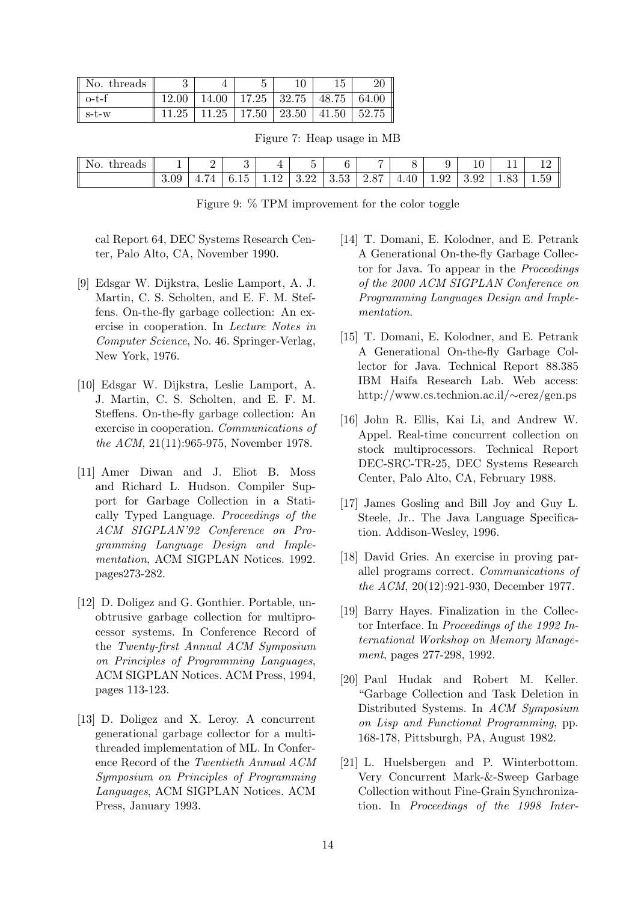| No. threads | 3 | 4 | 5 | 10 | 15 | 20 |
|---|---|---|---|---|---|---|
| o-t-f | 12.00 | 14.00 | 17.25 | 32.75 | 48.75 | 64.00 |
| s-t-w | 11.25 | 11.25 | 17.50 | 23.50 | 41.50 | 52.75 |

Figure 7: Heap usage in MB

| No. threads | 1 | 2 | 3 | 4 | 5 | 6 | 7 | 8 | 9 | 10 | 11 | 12 |
|---|---|---|---|---|---|---|---|---|---|---|---|---|
| | 3.09 | 4.74 | 6.15 | 1.12 | 3.22 | 3.53 | 2.87 | 4.40 | 1.92 | 3.92 | 1.83 | 1.59 |

Figure 9: % TPM improvement for the color toggle

cal Report 64, DEC Systems Research Center, Palo Alto, CA, November 1990.

[9] Edsgar W. Dijkstra, Leslie Lamport, A. J. Martin, C. S. Scholten, and E. F. M. Steffens. On-the-fly garbage collection: An exercise in cooperation. In *Lecture Notes in Computer Science*, No. 46. Springer-Verlag, New York, 1976.

[10] Edsgar W. Dijkstra, Leslie Lamport, A. J. Martin, C. S. Scholten, and E. F. M. Steffens. On-the-fly garbage collection: An exercise in cooperation. *Communications of the ACM*, 21(11):965-975, November 1978.

[11] Amer Diwan and J. Eliot B. Moss and Richard L. Hudson. Compiler Support for Garbage Collection in a Statically Typed Language. *Proceedings of the ACM SIGPLAN'92 Conference on Programming Language Design and Implementation*, ACM SIGPLAN Notices. 1992. pages273-282.

[12] D. Doligez and G. Gonthier. Portable, unobtrusive garbage collection for multiprocessor systems. In Conference Record of the *Twenty-first Annual ACM Symposium on Principles of Programming Languages*, ACM SIGPLAN Notices. ACM Press, 1994, pages 113-123.

[13] D. Doligez and X. Leroy. A concurrent generational garbage collector for a multithreaded implementation of ML. In Conference Record of the *Twentieth Annual ACM Symposium on Principles of Programming Languages*, ACM SIGPLAN Notices. ACM Press, January 1993.

[14] T. Domani, E. Kolodner, and E. Petrank A Generational On-the-fly Garbage Collector for Java. To appear in the *Proceedings of the 2000 ACM SIGPLAN Conference on Programming Languages Design and Implementation*.

[15] T. Domani, E. Kolodner, and E. Petrank A Generational On-the-fly Garbage Collector for Java. Technical Report 88.385 IBM Haifa Research Lab. Web access: http://www.cs.technion.ac.il/∼erez/gen.ps

[16] John R. Ellis, Kai Li, and Andrew W. Appel. Real-time concurrent collection on stock multiprocessors. Technical Report DEC-SRC-TR-25, DEC Systems Research Center, Palo Alto, CA, February 1988.

[17] James Gosling and Bill Joy and Guy L. Steele, Jr.. The Java Language Specification. Addison-Wesley, 1996.

[18] David Gries. An exercise in proving parallel programs correct. *Communications of the ACM*, 20(12):921-930, December 1977.

[19] Barry Hayes. Finalization in the Collector Interface. In *Proceedings of the 1992 International Workshop on Memory Management*, pages 277-298, 1992.

[20] Paul Hudak and Robert M. Keller. "Garbage Collection and Task Deletion in Distributed Systems. In *ACM Symposium on Lisp and Functional Programming*, pp. 168-178, Pittsburgh, PA, August 1982.

[21] L. Huelsbergen and P. Winterbottom. Very Concurrent Mark-&-Sweep Garbage Collection without Fine-Grain Synchronization. In *Proceedings of the 1998 Inter-*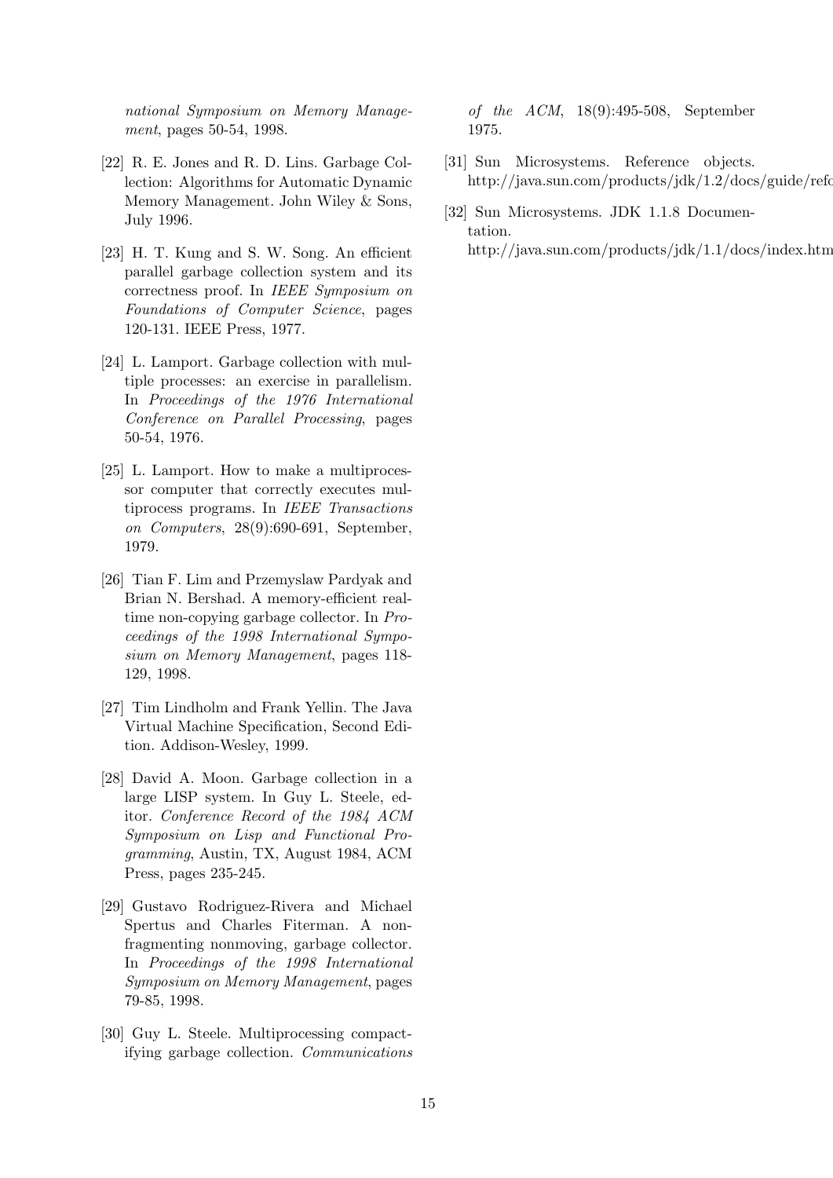national Symposium on Memory Management*, pages 50-54, 1998.

[22] R. E. Jones and R. D. Lins. Garbage Collection: Algorithms for Automatic Dynamic Memory Management. John Wiley & Sons, July 1996.

[23] H. T. Kung and S. W. Song. An efficient parallel garbage collection system and its correctness proof. In *IEEE Symposium on Foundations of Computer Science*, pages 120-131. IEEE Press, 1977.

[24] L. Lamport. Garbage collection with multiple processes: an exercise in parallelism. In *Proceedings of the 1976 International Conference on Parallel Processing*, pages 50-54, 1976.

[25] L. Lamport. How to make a multiprocessor computer that correctly executes multiprocess programs. In *IEEE Transactions on Computers*, 28(9):690-691, September, 1979.

[26] Tian F. Lim and Przemyslaw Pardyak and Brian N. Bershad. A memory-efficient real-time non-copying garbage collector. In *Proceedings of the 1998 International Symposium on Memory Management*, pages 118-129, 1998.

[27] Tim Lindholm and Frank Yellin. The Java Virtual Machine Specification, Second Edition. Addison-Wesley, 1999.

[28] David A. Moon. Garbage collection in a large LISP system. In Guy L. Steele, editor. *Conference Record of the 1984 ACM Symposium on Lisp and Functional Programming*, Austin, TX, August 1984, ACM Press, pages 235-245.

[29] Gustavo Rodriguez-Rivera and Michael Spertus and Charles Fiterman. A non-fragmenting nonmoving, garbage collector. In *Proceedings of the 1998 International Symposium on Memory Management*, pages 79-85, 1998.

[30] Guy L. Steele. Multiprocessing compactifying garbage collection. *Communications of the ACM*, 18(9):495-508, September 1975.

[31] Sun Microsystems. Reference objects. http://java.sun.com/products/jdk/1.2/docs/guide/refo

[32] Sun Microsystems. JDK 1.1.8 Documentation. http://java.sun.com/products/jdk/1.1/docs/index.htm